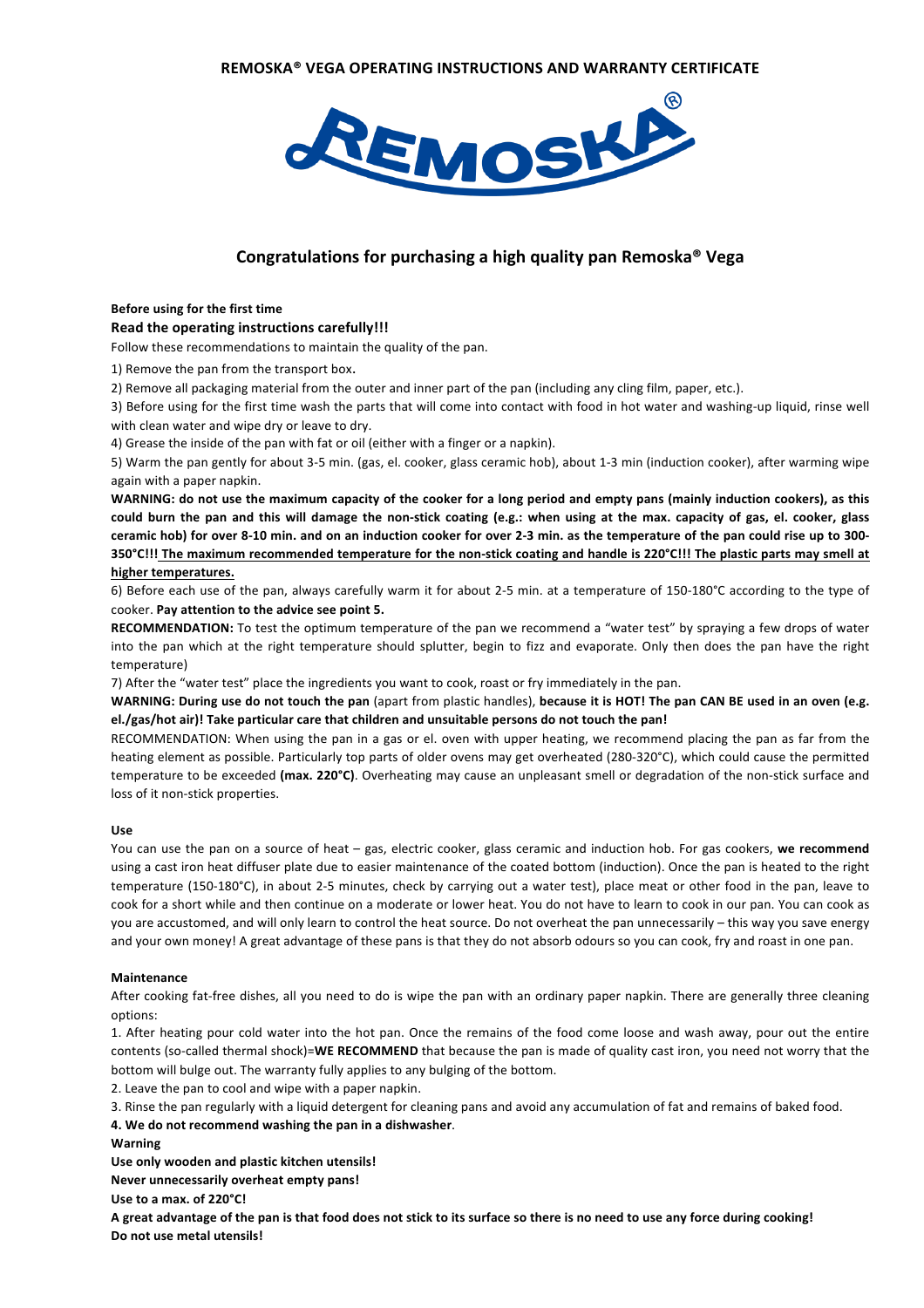# REMOSKA® VEGA OPERATING INSTRUCTIONS AND WARRANTY CERTIFICATE

## Congratulations for purchasing a high quality pan Remoska® Vega

**Before using for the first time**

**Read the operating instructions carefully!!!**

Follow these recommendations to maintain the quality of the pan.

1) Remove the pan from the transport box**.**

2) Remove all packaging material from the outer and inner part of the pan (including any cling film, paper, etc.).

3) Before using for the first time wash the parts that will come into contact with food in hot water and washing-up liquid, rinse well with clean water and wipe dry or leave to dry.

4) Grease the inside of the pan with fat or oil (either with a finger or a napkin).

5) Warm the pan gently for about 3-5 min. (gas, el. cooker, glass ceramic hob), about 1-3 min (induction cooker), after warming wipe again with a paper napkin.

**WARNING: do not use the maximum capacity of the cooker for a long period and empty pans (mainly induction cookers), as this could burn the pan and this will damage the non-stick coating (e.g.: when using at the max. capacity of gas, el. cooker, glass ceramic hob) for over 8-10 min. and on an induction cooker for over 2-3 min. as the temperature of the pan could rise up to 300-350°C!!! The maximum recommended temperature for the non-stick coating and handle is 220°C!!! The plastic parts may smell at higher temperatures.**

6) Before each use of the pan, always carefully warm it for about 2-5 min. at a temperature of 150-180°C according to the type of cooker. **Pay attention to the advice see point 5.**

**RECOMMENDATION:** To test the optimum temperature of the pan we recommend a "water test" by spraying a few drops of water into the pan which at the right temperature should splutter, begin to fizz and evaporate. Only then does the pan have the right temperature)

7) After the "water test" place the ingredients you want to cook, roast or fry immediately in the pan.

**WARNING: During use do not touch the pan** (apart from plastic handles), **because it is HOT! The pan CAN BE used in an oven (e.g. el./gas/hot air)! Take particular care that children and unsuitable persons do not touch the pan!**

RECOMMENDATION: When using the pan in a gas or el. oven with upper heating, we recommend placing the pan as far from the heating element as possible. Particularly top parts of older ovens may get overheated (280-320°C), which could cause the permitted temperature to be exceeded **(max. 220°C)**. Overheating may cause an unpleasant smell or degradation of the non-stick surface and loss of it non-stick properties.

**Use**

You can use the pan on a source of heat – gas, electric cooker, glass ceramic and induction hob. For gas cookers, **we recommend** using a cast iron heat diffuser plate due to easier maintenance of the coated bottom (induction). Once the pan is heated to the right temperature (150-180°C), in about 2-5 minutes, check by carrying out a water test), place meat or other food in the pan, leave to cook for a short while and then continue on a moderate or lower heat. You do not have to learn to cook in our pan. You can cook as you are accustomed, and will only learn to control the heat source. Do not overheat the pan unnecessarily – this way you save energy and your own money! A great advantage of these pans is that they do not absorb odours so you can cook, fry and roast in one pan.

**Maintenance**

After cooking fat-free dishes, all you need to do is wipe the pan with an ordinary paper napkin. There are generally three cleaning options:

1. After heating pour cold water into the hot pan. Once the remains of the food come loose and wash away, pour out the entire contents (so-called thermal shock)=**WE RECOMMEND** that because the pan is made of quality cast iron, you need not worry that the bottom will bulge out. The warranty fully applies to any bulging of the bottom.

2. Leave the pan to cool and wipe with a paper napkin.

3. Rinse the pan regularly with a liquid detergent for cleaning pans and avoid any accumulation of fat and remains of baked food.

**4. We do not recommend washing the pan in a dishwasher**.

**Warning**

**Use only wooden and plastic kitchen utensils!**

**Never unnecessarily overheat empty pans!**

**Use to a max. of 220°C!**

**A great advantage of the pan is that food does not stick to its surface so there is no need to use any force during cooking!**

**Do not use metal utensils!**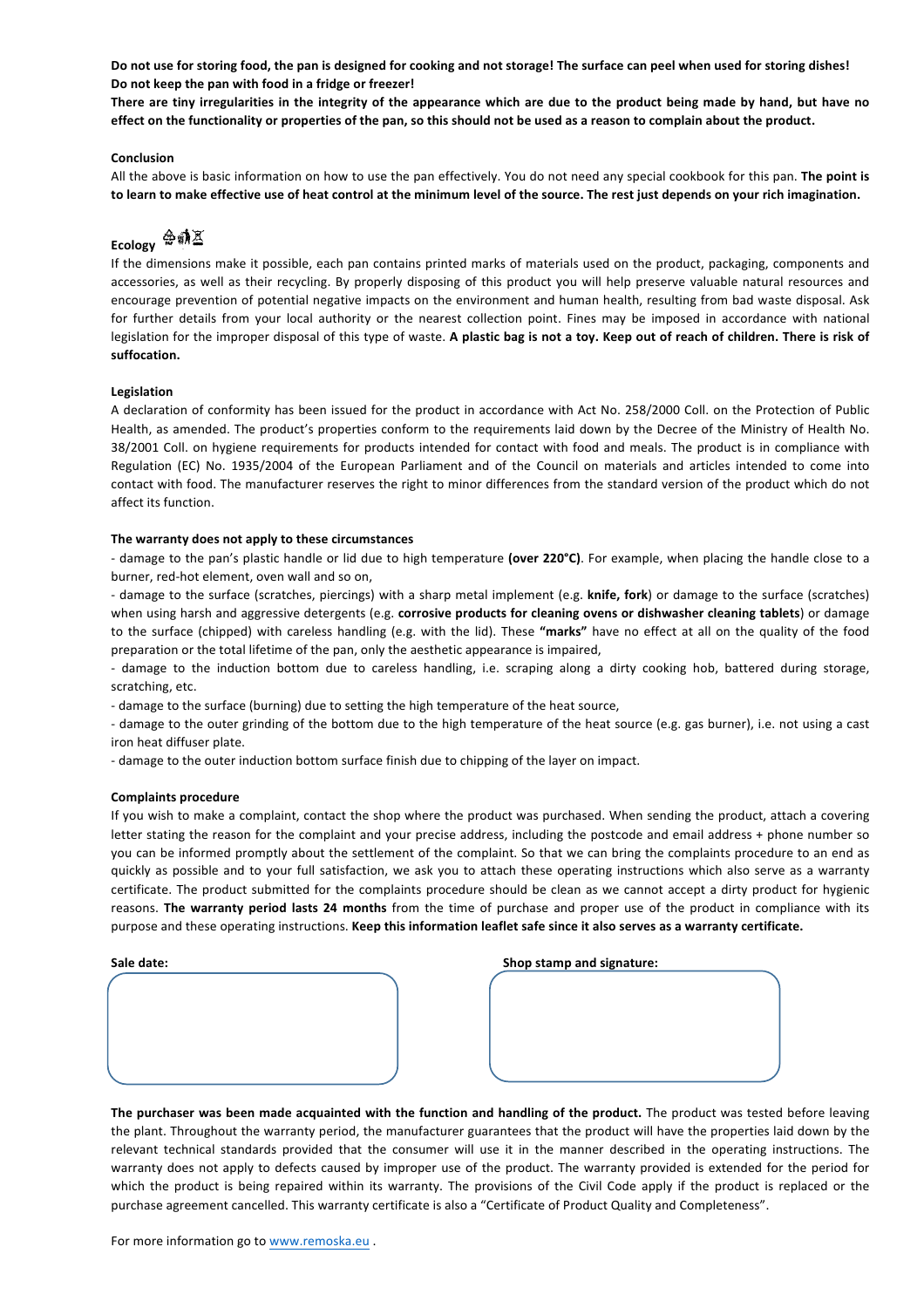**Do not use for storing food, the pan is designed for cooking and not storage! The surface can peel when used for storing dishes! Do not keep the pan with food in a fridge or freezer!**

**There are tiny irregularities in the integrity of the appearance which are due to the product being made by hand, but have no effect on the functionality or properties of the pan, so this should not be used as a reason to complain about the product.**

**Conclusion**

All the above is basic information on how to use the pan effectively. You do not need any special cookbook for this pan. **The point is to learn to make effective use of heat control at the minimum level of the source. The rest just depends on your rich imagination.**

**Ecology**

If the dimensions make it possible, each pan contains printed marks of materials used on the product, packaging, components and accessories, as well as their recycling. By properly disposing of this product you will help preserve valuable natural resources and encourage prevention of potential negative impacts on the environment and human health, resulting from bad waste disposal. Ask for further details from your local authority or the nearest collection point. Fines may be imposed in accordance with national legislation for the improper disposal of this type of waste. **A plastic bag is not a toy. Keep out of reach of children. There is risk of suffocation.**

**Legislation**

A declaration of conformity has been issued for the product in accordance with Act No. 258/2000 Coll. on the Protection of Public Health, as amended. The product's properties conform to the requirements laid down by the Decree of the Ministry of Health No. 38/2001 Coll. on hygiene requirements for products intended for contact with food and meals. The product is in compliance with Regulation (EC) No. 1935/2004 of the European Parliament and of the Council on materials and articles intended to come into contact with food. The manufacturer reserves the right to minor differences from the standard version of the product which do not affect its function.

**The warranty does not apply to these circumstances**

- damage to the pan's plastic handle or lid due to high temperature **(over 220°C)**. For example, when placing the handle close to a burner, red-hot element, oven wall and so on,
- damage to the surface (scratches, piercings) with a sharp metal implement (e.g. **knife, fork**) or damage to the surface (scratches) when using harsh and aggressive detergents (e.g. **corrosive products for cleaning ovens or dishwasher cleaning tablets**) or damage to the surface (chipped) with careless handling (e.g. with the lid). These **"marks"** have no effect at all on the quality of the food preparation or the total lifetime of the pan, only the aesthetic appearance is impaired,
- damage to the induction bottom due to careless handling, i.e. scraping along a dirty cooking hob, battered during storage, scratching, etc.
- damage to the surface (burning) due to setting the high temperature of the heat source,
- damage to the outer grinding of the bottom due to the high temperature of the heat source (e.g. gas burner), i.e. not using a cast iron heat diffuser plate.
- damage to the outer induction bottom surface finish due to chipping of the layer on impact.

**Complaints procedure**

If you wish to make a complaint, contact the shop where the product was purchased. When sending the product, attach a covering letter stating the reason for the complaint and your precise address, including the postcode and email address + phone number so you can be informed promptly about the settlement of the complaint. So that we can bring the complaints procedure to an end as quickly as possible and to your full satisfaction, we ask you to attach these operating instructions which also serve as a warranty certificate. The product submitted for the complaints procedure should be clean as we cannot accept a dirty product for hygienic reasons. **The warranty period lasts 24 months** from the time of purchase and proper use of the product in compliance with its purpose and these operating instructions. **Keep this information leaflet safe since it also serves as a warranty certificate.**

**Sale date:**

**Shop stamp and signature:**

**The purchaser was been made acquainted with the function and handling of the product.** The product was tested before leaving the plant. Throughout the warranty period, the manufacturer guarantees that the product will have the properties laid down by the relevant technical standards provided that the consumer will use it in the manner described in the operating instructions. The warranty does not apply to defects caused by improper use of the product. The warranty provided is extended for the period for which the product is being repaired within its warranty. The provisions of the Civil Code apply if the product is replaced or the purchase agreement cancelled. This warranty certificate is also a "Certificate of Product Quality and Completeness".

For more information go to www.remoska.eu .